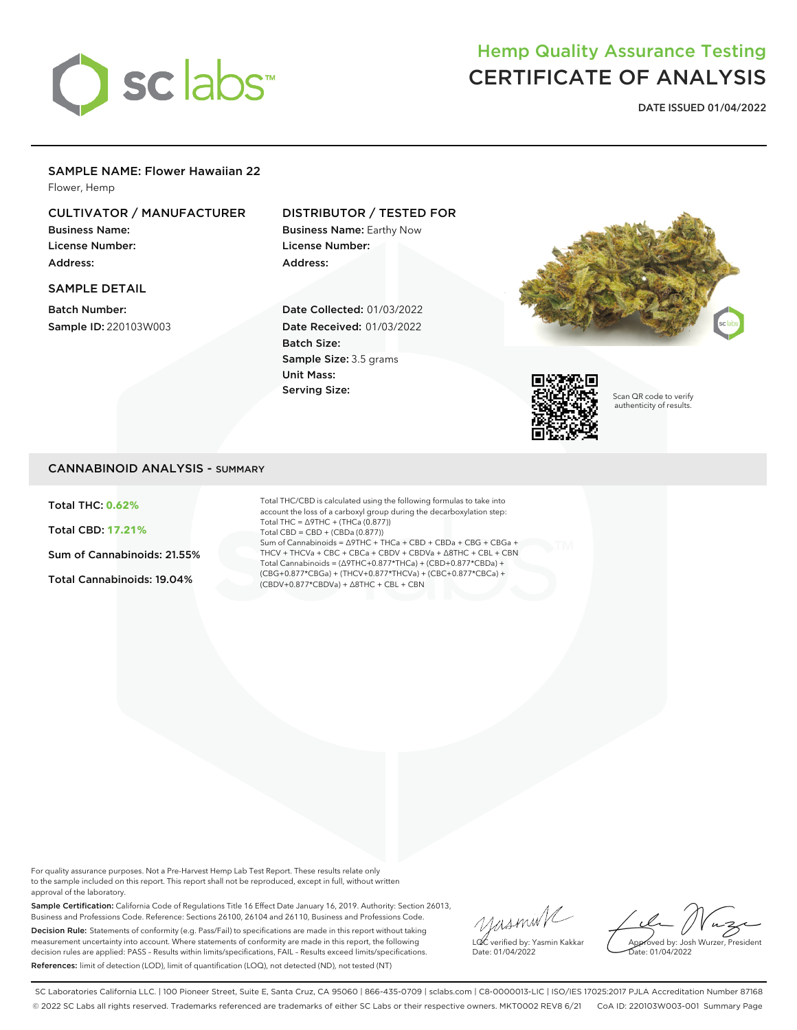# Hemp Quality Assurance Testing
# CERTIFICATE OF ANALYSIS

**DATE ISSUED 01/04/2022**

## SAMPLE NAME: Flower Hawaiian 22

Flower, Hemp

### CULTIVATOR / MANUFACTURER

**Business Name:**
**License Number:**
**Address:**

### SAMPLE DETAIL

**Batch Number:**
**Sample ID:** 220103W003

### DISTRIBUTOR / TESTED FOR

**Business Name:** Earthy Now
**License Number:**
**Address:**

**Date Collected:** 01/03/2022
**Date Received:** 01/03/2022
**Batch Size:**
**Sample Size:** 3.5 grams
**Unit Mass:**
**Serving Size:**

Scan QR code to verify authenticity of results.

## CANNABINOID ANALYSIS - SUMMARY

**Total THC: 0.62%**

**Total CBD: 17.21%**

**Sum of Cannabinoids: 21.55%**

**Total Cannabinoids: 19.04%**

Total THC/CBD is calculated using the following formulas to take into account the loss of a carboxyl group during the decarboxylation step:
Total THC = Δ9THC + (THCa (0.877))
Total CBD = CBD + (CBDa (0.877))
Sum of Cannabinoids = Δ9THC + THCa + CBD + CBDa + CBG + CBGa + THCV + THCVa + CBC + CBCa + CBDV + CBDVa + Δ8THC + CBL + CBN
Total Cannabinoids = (Δ9THC+0.877*THCa) + (CBD+0.877*CBDa) + (CBG+0.877*CBGa) + (THCV+0.877*THCVa) + (CBC+0.877*CBCa) + (CBDV+0.877*CBDVa) + Δ8THC + CBL + CBN

For quality assurance purposes. Not a Pre-Harvest Hemp Lab Test Report. These results relate only to the sample included on this report. This report shall not be reproduced, except in full, without written approval of the laboratory.

**Sample Certification:** California Code of Regulations Title 16 Effect Date January 16, 2019. Authority: Section 26013, Business and Professions Code. Reference: Sections 26100, 26104 and 26110, Business and Professions Code.

**Decision Rule:** Statements of conformity (e.g. Pass/Fail) to specifications are made in this report without taking measurement uncertainty into account. Where statements of conformity are made in this report, the following decision rules are applied: PASS – Results within limits/specifications, FAIL – Results exceed limits/specifications.

**References:** limit of detection (LOD), limit of quantification (LOQ), not detected (ND), not tested (NT)

LQC verified by: Yasmin Kakkar
Date: 01/04/2022

Approved by: Josh Wurzer, President
Date: 01/04/2022

SC Laboratories California LLC. | 100 Pioneer Street, Suite E, Santa Cruz, CA 95060 | 866-435-0709 | sclabs.com | C8-0000013-LIC | ISO/IES 17025:2017 PJLA Accreditation Number 87168
© 2022 SC Labs all rights reserved. Trademarks referenced are trademarks of either SC Labs or their respective owners. MKT0002 REV8 6/21 CoA ID: 220103W003-001 Summary Page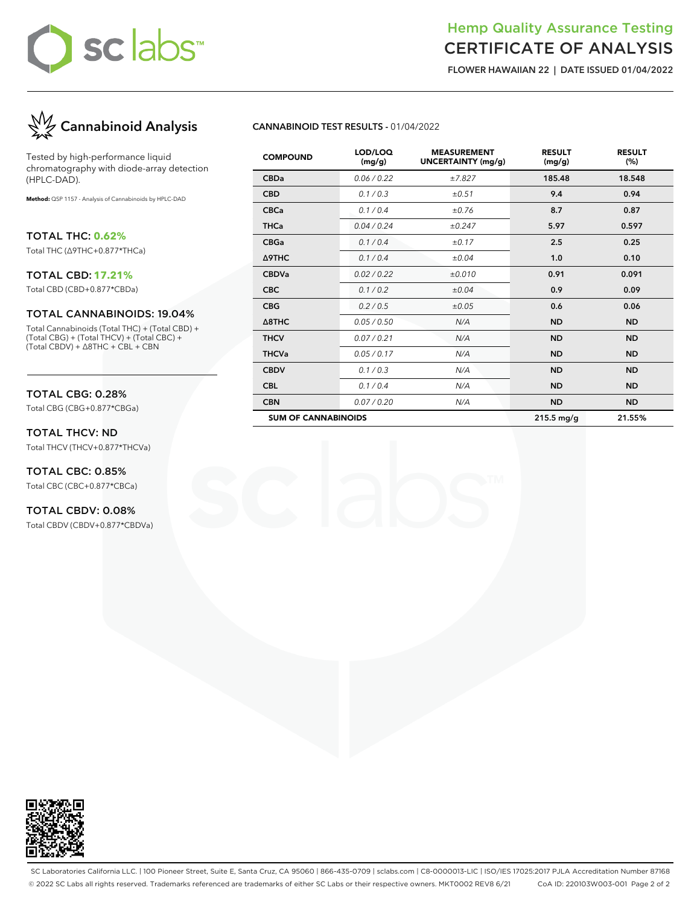# Hemp Quality Assurance Testing
## CERTIFICATE OF ANALYSIS

**FLOWER HAWAIIAN 22 | DATE ISSUED 01/04/2022**

## Cannabinoid Analysis

Tested by high-performance liquid chromatography with diode-array detection (HPLC-DAD).

**Method:** QSP 1157 - Analysis of Cannabinoids by HPLC-DAD

### TOTAL THC: 0.62%

Total THC (Δ9THC+0.877*THCa)

### TOTAL CBD: 17.21%

Total CBD (CBD+0.877*CBDa)

### TOTAL CANNABINOIDS: 19.04%

Total Cannabinoids (Total THC) + (Total CBD) + (Total CBG) + (Total THCV) + (Total CBC) + (Total CBDV) + Δ8THC + CBL + CBN

### TOTAL CBG: 0.28%

Total CBG (CBG+0.877*CBGa)

### TOTAL THCV: ND

Total THCV (THCV+0.877*THCVa)

### TOTAL CBC: 0.85%

Total CBC (CBC+0.877*CBCa)

### TOTAL CBDV: 0.08%

Total CBDV (CBDV+0.877*CBDVa)

**CANNABINOID TEST RESULTS** - 01/04/2022

| COMPOUND | LOD/LOQ (mg/g) | MEASUREMENT UNCERTAINTY (mg/g) | RESULT (mg/g) | RESULT (%) |
|---|---|---|---|---|
| CBDa | 0.06 / 0.22 | ±7.827 | 185.48 | 18.548 |
| CBD | 0.1 / 0.3 | ±0.51 | 9.4 | 0.94 |
| CBCa | 0.1 / 0.4 | ±0.76 | 8.7 | 0.87 |
| THCa | 0.04 / 0.24 | ±0.247 | 5.97 | 0.597 |
| CBGa | 0.1 / 0.4 | ±0.17 | 2.5 | 0.25 |
| Δ9THC | 0.1 / 0.4 | ±0.04 | 1.0 | 0.10 |
| CBDVa | 0.02 / 0.22 | ±0.010 | 0.91 | 0.091 |
| CBC | 0.1 / 0.2 | ±0.04 | 0.9 | 0.09 |
| CBG | 0.2 / 0.5 | ±0.05 | 0.6 | 0.06 |
| Δ8THC | 0.05 / 0.50 | N/A | ND | ND |
| THCV | 0.07 / 0.21 | N/A | ND | ND |
| THCVa | 0.05 / 0.17 | N/A | ND | ND |
| CBDV | 0.1 / 0.3 | N/A | ND | ND |
| CBL | 0.1 / 0.4 | N/A | ND | ND |
| CBN | 0.07 / 0.20 | N/A | ND | ND |
| **SUM OF CANNABINOIDS** | | | 215.5 mg/g | 21.55% |

SC Laboratories California LLC. | 100 Pioneer Street, Suite E, Santa Cruz, CA 95060 | 866-435-0709 | sclabs.com | C8-0000013-LIC | ISO/IES 17025:2017 PJLA Accreditation Number 87168
© 2022 SC Labs all rights reserved. Trademarks referenced are trademarks of either SC Labs or their respective owners. MKT0002 REV8 6/21 CoA ID: 220103W003-001